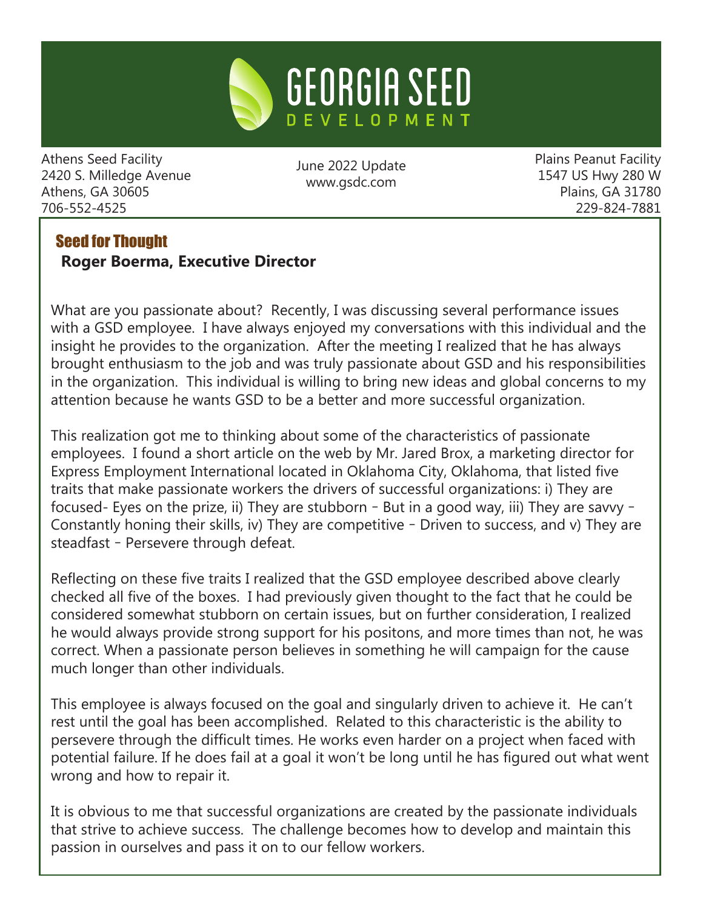# GEORGIA SEED DEVELOPMENT

Athens Seed Facility
2420 S. Milledge Avenue
Athens, GA 30605
706-552-4525

June 2022 Update
www.gsdc.com

Plains Peanut Facility
1547 US Hwy 280 W
Plains, GA 31780
229-824-7881

## Seed for Thought

**Roger Boerma, Executive Director**

What are you passionate about? Recently, I was discussing several performance issues with a GSD employee. I have always enjoyed my conversations with this individual and the insight he provides to the organization. After the meeting I realized that he has always brought enthusiasm to the job and was truly passionate about GSD and his responsibilities in the organization. This individual is willing to bring new ideas and global concerns to my attention because he wants GSD to be a better and more successful organization.

This realization got me to thinking about some of the characteristics of passionate employees. I found a short article on the web by Mr. Jared Brox, a marketing director for Express Employment International located in Oklahoma City, Oklahoma, that listed five traits that make passionate workers the drivers of successful organizations: i) They are focused- Eyes on the prize, ii) They are stubborn – But in a good way, iii) They are savvy – Constantly honing their skills, iv) They are competitive – Driven to success, and v) They are steadfast – Persevere through defeat.

Reflecting on these five traits I realized that the GSD employee described above clearly checked all five of the boxes. I had previously given thought to the fact that he could be considered somewhat stubborn on certain issues, but on further consideration, I realized he would always provide strong support for his positons, and more times than not, he was correct. When a passionate person believes in something he will campaign for the cause much longer than other individuals.

This employee is always focused on the goal and singularly driven to achieve it. He can't rest until the goal has been accomplished. Related to this characteristic is the ability to persevere through the difficult times. He works even harder on a project when faced with potential failure. If he does fail at a goal it won't be long until he has figured out what went wrong and how to repair it.

It is obvious to me that successful organizations are created by the passionate individuals that strive to achieve success. The challenge becomes how to develop and maintain this passion in ourselves and pass it on to our fellow workers.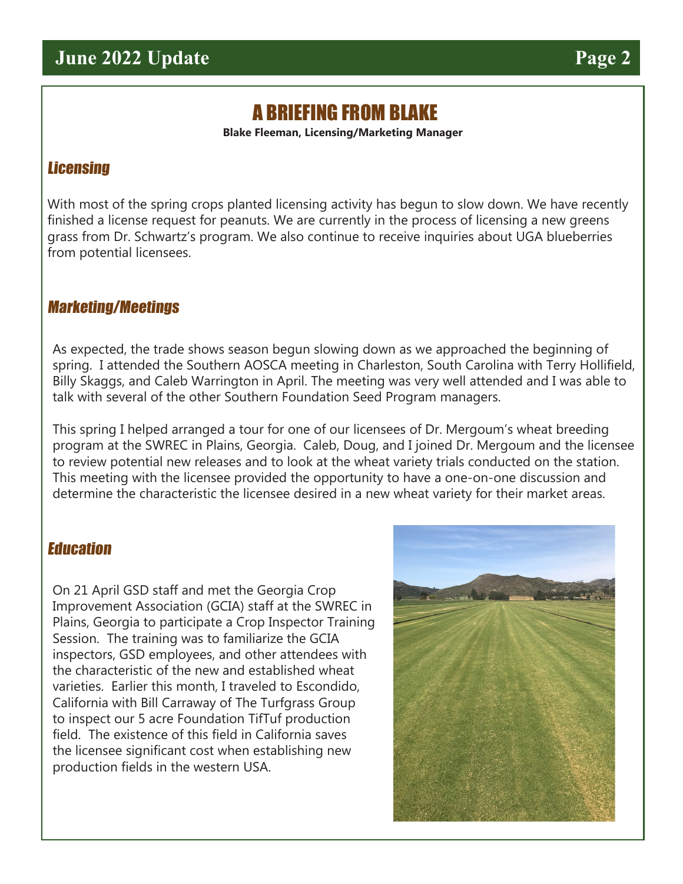# A BRIEFING FROM BLAKE

**Blake Fleeman, Licensing/Marketing Manager**

## *Licensing*

With most of the spring crops planted licensing activity has begun to slow down. We have recently finished a license request for peanuts. We are currently in the process of licensing a new greens grass from Dr. Schwartz's program. We also continue to receive inquiries about UGA blueberries from potential licensees.

## *Marketing/Meetings*

As expected, the trade shows season begun slowing down as we approached the beginning of spring. I attended the Southern AOSCA meeting in Charleston, South Carolina with Terry Hollifield, Billy Skaggs, and Caleb Warrington in April. The meeting was very well attended and I was able to talk with several of the other Southern Foundation Seed Program managers.

This spring I helped arranged a tour for one of our licensees of Dr. Mergoum's wheat breeding program at the SWREC in Plains, Georgia. Caleb, Doug, and I joined Dr. Mergoum and the licensee to review potential new releases and to look at the wheat variety trials conducted on the station. This meeting with the licensee provided the opportunity to have a one-on-one discussion and determine the characteristic the licensee desired in a new wheat variety for their market areas.

## *Education*

On 21 April GSD staff and met the Georgia Crop Improvement Association (GCIA) staff at the SWREC in Plains, Georgia to participate a Crop Inspector Training Session. The training was to familiarize the GCIA inspectors, GSD employees, and other attendees with the characteristic of the new and established wheat varieties. Earlier this month, I traveled to Escondido, California with Bill Carraway of The Turfgrass Group to inspect our 5 acre Foundation TifTuf production field. The existence of this field in California saves the licensee significant cost when establishing new production fields in the western USA.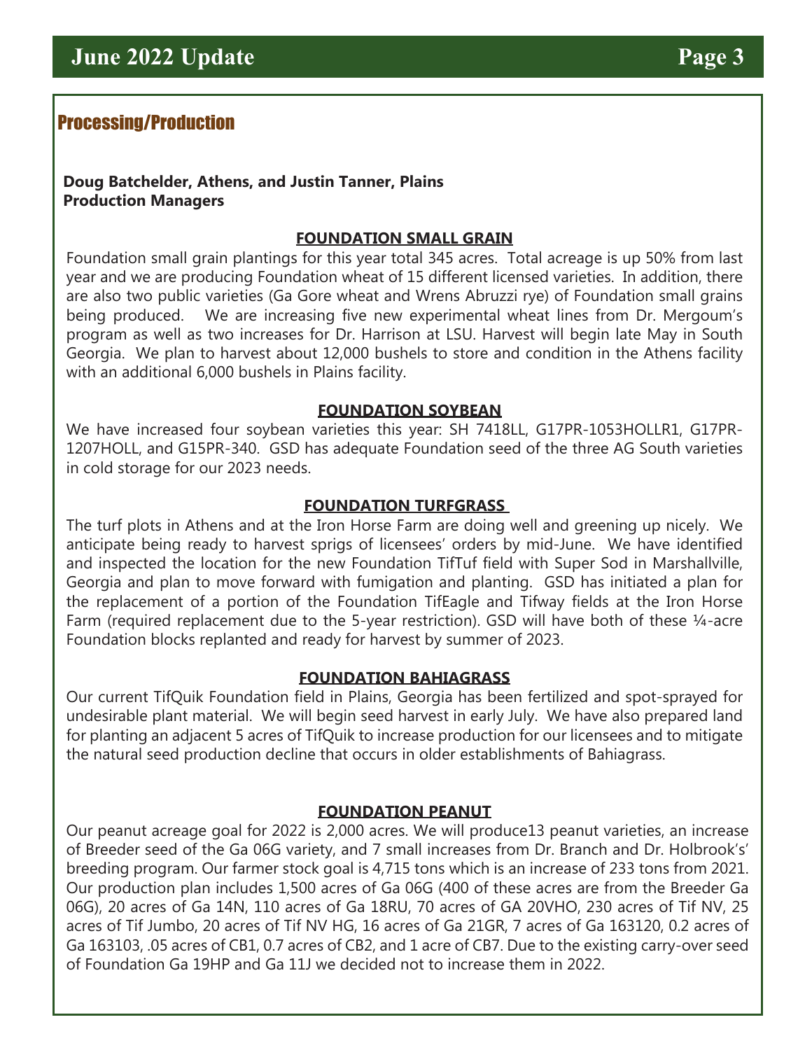## Processing/Production

**Doug Batchelder, Athens, and Justin Tanner, Plains**
**Production Managers**

### FOUNDATION SMALL GRAIN

Foundation small grain plantings for this year total 345 acres. Total acreage is up 50% from last year and we are producing Foundation wheat of 15 different licensed varieties. In addition, there are also two public varieties (Ga Gore wheat and Wrens Abruzzi rye) of Foundation small grains being produced. We are increasing five new experimental wheat lines from Dr. Mergoum's program as well as two increases for Dr. Harrison at LSU. Harvest will begin late May in South Georgia. We plan to harvest about 12,000 bushels to store and condition in the Athens facility with an additional 6,000 bushels in Plains facility.

### FOUNDATION SOYBEAN

We have increased four soybean varieties this year: SH 7418LL, G17PR-1053HOLLR1, G17PR-1207HOLL, and G15PR-340. GSD has adequate Foundation seed of the three AG South varieties in cold storage for our 2023 needs.

### FOUNDATION TURFGRASS

The turf plots in Athens and at the Iron Horse Farm are doing well and greening up nicely. We anticipate being ready to harvest sprigs of licensees' orders by mid-June. We have identified and inspected the location for the new Foundation TifTuf field with Super Sod in Marshallville, Georgia and plan to move forward with fumigation and planting. GSD has initiated a plan for the replacement of a portion of the Foundation TifEagle and Tifway fields at the Iron Horse Farm (required replacement due to the 5-year restriction). GSD will have both of these ¼-acre Foundation blocks replanted and ready for harvest by summer of 2023.

### FOUNDATION BAHIAGRASS

Our current TifQuik Foundation field in Plains, Georgia has been fertilized and spot-sprayed for undesirable plant material. We will begin seed harvest in early July. We have also prepared land for planting an adjacent 5 acres of TifQuik to increase production for our licensees and to mitigate the natural seed production decline that occurs in older establishments of Bahiagrass.

### FOUNDATION PEANUT

Our peanut acreage goal for 2022 is 2,000 acres. We will produce13 peanut varieties, an increase of Breeder seed of the Ga 06G variety, and 7 small increases from Dr. Branch and Dr. Holbrook's' breeding program. Our farmer stock goal is 4,715 tons which is an increase of 233 tons from 2021. Our production plan includes 1,500 acres of Ga 06G (400 of these acres are from the Breeder Ga 06G), 20 acres of Ga 14N, 110 acres of Ga 18RU, 70 acres of GA 20VHO, 230 acres of Tif NV, 25 acres of Tif Jumbo, 20 acres of Tif NV HG, 16 acres of Ga 21GR, 7 acres of Ga 163120, 0.2 acres of Ga 163103, .05 acres of CB1, 0.7 acres of CB2, and 1 acre of CB7. Due to the existing carry-over seed of Foundation Ga 19HP and Ga 11J we decided not to increase them in 2022.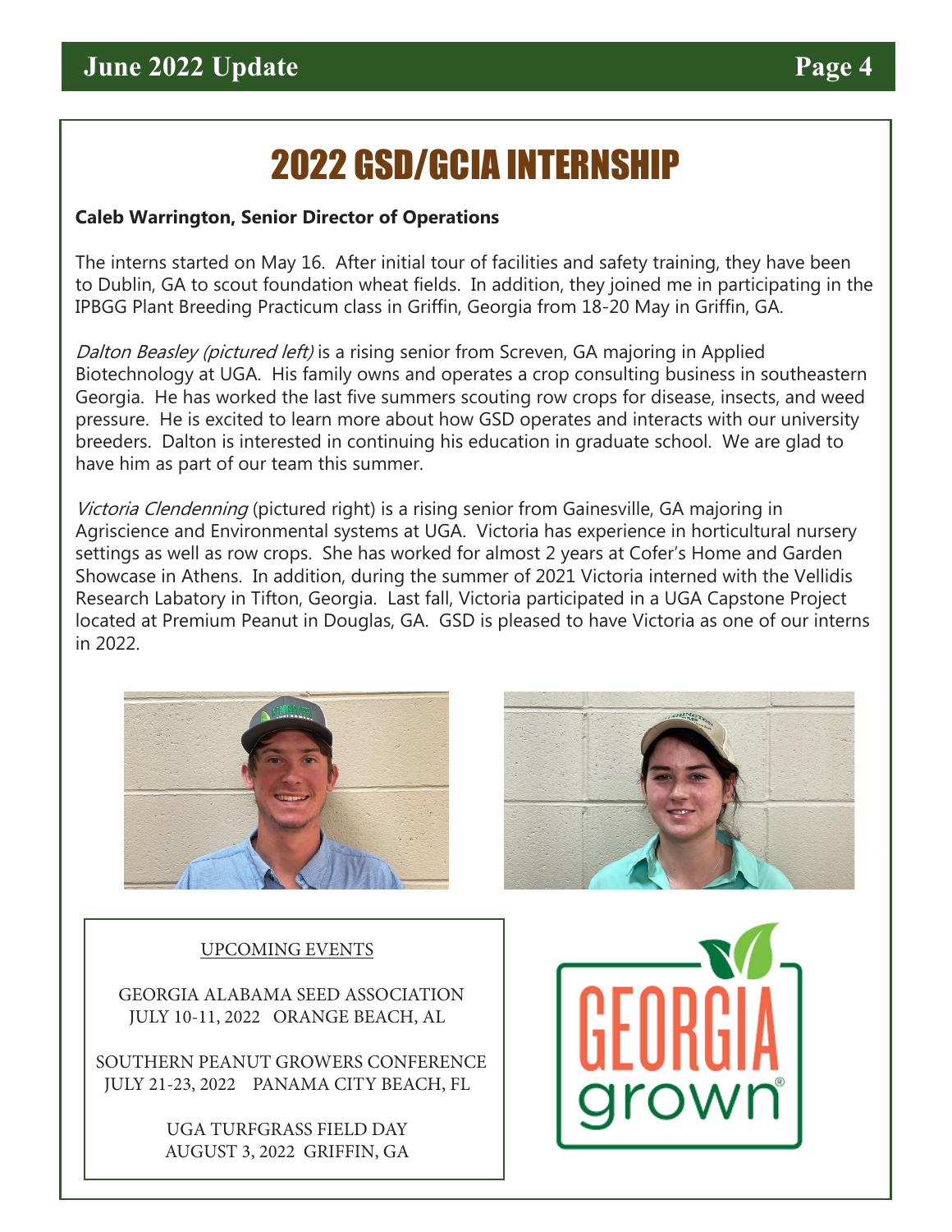# 2022 GSD/GCIA INTERNSHIP

**Caleb Warrington, Senior Director of Operations**

The interns started on May 16. After initial tour of facilities and safety training, they have been to Dublin, GA to scout foundation wheat fields. In addition, they joined me in participating in the IPBGG Plant Breeding Practicum class in Griffin, Georgia from 18-20 May in Griffin, GA.

*Dalton Beasley (pictured left)* is a rising senior from Screven, GA majoring in Applied Biotechnology at UGA. His family owns and operates a crop consulting business in southeastern Georgia. He has worked the last five summers scouting row crops for disease, insects, and weed pressure. He is excited to learn more about how GSD operates and interacts with our university breeders. Dalton is interested in continuing his education in graduate school. We are glad to have him as part of our team this summer.

*Victoria Clendenning* (pictured right) is a rising senior from Gainesville, GA majoring in Agriscience and Environmental systems at UGA. Victoria has experience in horticultural nursery settings as well as row crops. She has worked for almost 2 years at Cofer's Home and Garden Showcase in Athens. In addition, during the summer of 2021 Victoria interned with the Vellidis Research Labatory in Tifton, Georgia. Last fall, Victoria participated in a UGA Capstone Project located at Premium Peanut in Douglas, GA. GSD is pleased to have Victoria as one of our interns in 2022.

UPCOMING EVENTS

GEORGIA ALABAMA SEED ASSOCIATION
JULY 10-11, 2022 ORANGE BEACH, AL

SOUTHERN PEANUT GROWERS CONFERENCE
JULY 21-23, 2022 PANAMA CITY BEACH, FL

UGA TURFGRASS FIELD DAY
AUGUST 3, 2022 GRIFFIN, GA